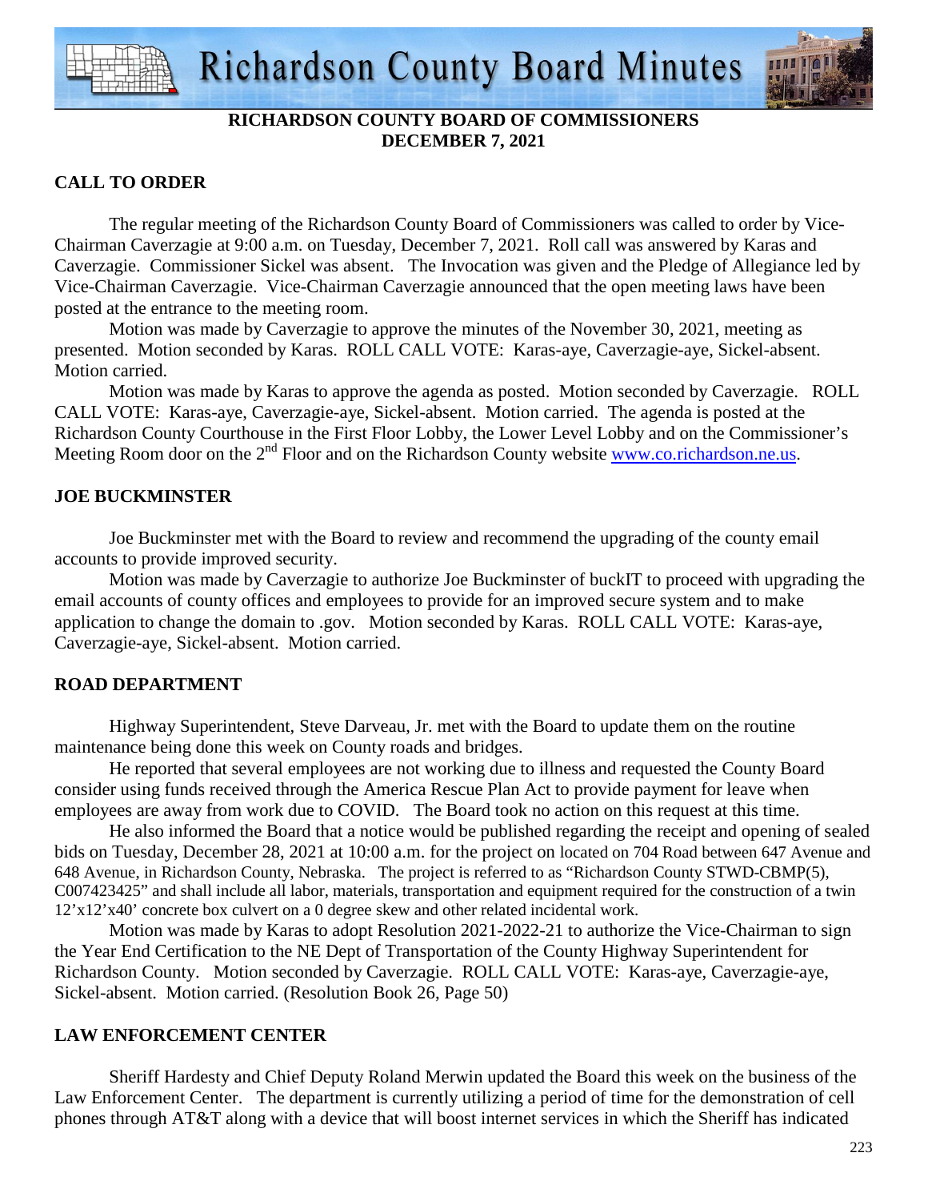# Richardson County Board Minutes

**RICHARDSON COUNTY BOARD OF COMMISSIONERS**
**DECEMBER 7, 2021**

## CALL TO ORDER

The regular meeting of the Richardson County Board of Commissioners was called to order by Vice-Chairman Caverzagie at 9:00 a.m. on Tuesday, December 7, 2021. Roll call was answered by Karas and Caverzagie. Commissioner Sickel was absent. The Invocation was given and the Pledge of Allegiance led by Vice-Chairman Caverzagie. Vice-Chairman Caverzagie announced that the open meeting laws have been posted at the entrance to the meeting room.

Motion was made by Caverzagie to approve the minutes of the November 30, 2021, meeting as presented. Motion seconded by Karas. ROLL CALL VOTE: Karas-aye, Caverzagie-aye, Sickel-absent. Motion carried.

Motion was made by Karas to approve the agenda as posted. Motion seconded by Caverzagie. ROLL CALL VOTE: Karas-aye, Caverzagie-aye, Sickel-absent. Motion carried. The agenda is posted at the Richardson County Courthouse in the First Floor Lobby, the Lower Level Lobby and on the Commissioner's Meeting Room door on the 2nd Floor and on the Richardson County website www.co.richardson.ne.us.

## JOE BUCKMINSTER

Joe Buckminster met with the Board to review and recommend the upgrading of the county email accounts to provide improved security.

Motion was made by Caverzagie to authorize Joe Buckminster of buckIT to proceed with upgrading the email accounts of county offices and employees to provide for an improved secure system and to make application to change the domain to .gov. Motion seconded by Karas. ROLL CALL VOTE: Karas-aye, Caverzagie-aye, Sickel-absent. Motion carried.

## ROAD DEPARTMENT

Highway Superintendent, Steve Darveau, Jr. met with the Board to update them on the routine maintenance being done this week on County roads and bridges.

He reported that several employees are not working due to illness and requested the County Board consider using funds received through the America Rescue Plan Act to provide payment for leave when employees are away from work due to COVID. The Board took no action on this request at this time.

He also informed the Board that a notice would be published regarding the receipt and opening of sealed bids on Tuesday, December 28, 2021 at 10:00 a.m. for the project on located on 704 Road between 647 Avenue and 648 Avenue, in Richardson County, Nebraska. The project is referred to as "Richardson County STWD-CBMP(5), C007423425" and shall include all labor, materials, transportation and equipment required for the construction of a twin 12'x12'x40' concrete box culvert on a 0 degree skew and other related incidental work.

Motion was made by Karas to adopt Resolution 2021-2022-21 to authorize the Vice-Chairman to sign the Year End Certification to the NE Dept of Transportation of the County Highway Superintendent for Richardson County. Motion seconded by Caverzagie. ROLL CALL VOTE: Karas-aye, Caverzagie-aye, Sickel-absent. Motion carried. (Resolution Book 26, Page 50)

## LAW ENFORCEMENT CENTER

Sheriff Hardesty and Chief Deputy Roland Merwin updated the Board this week on the business of the Law Enforcement Center. The department is currently utilizing a period of time for the demonstration of cell phones through AT&T along with a device that will boost internet services in which the Sheriff has indicated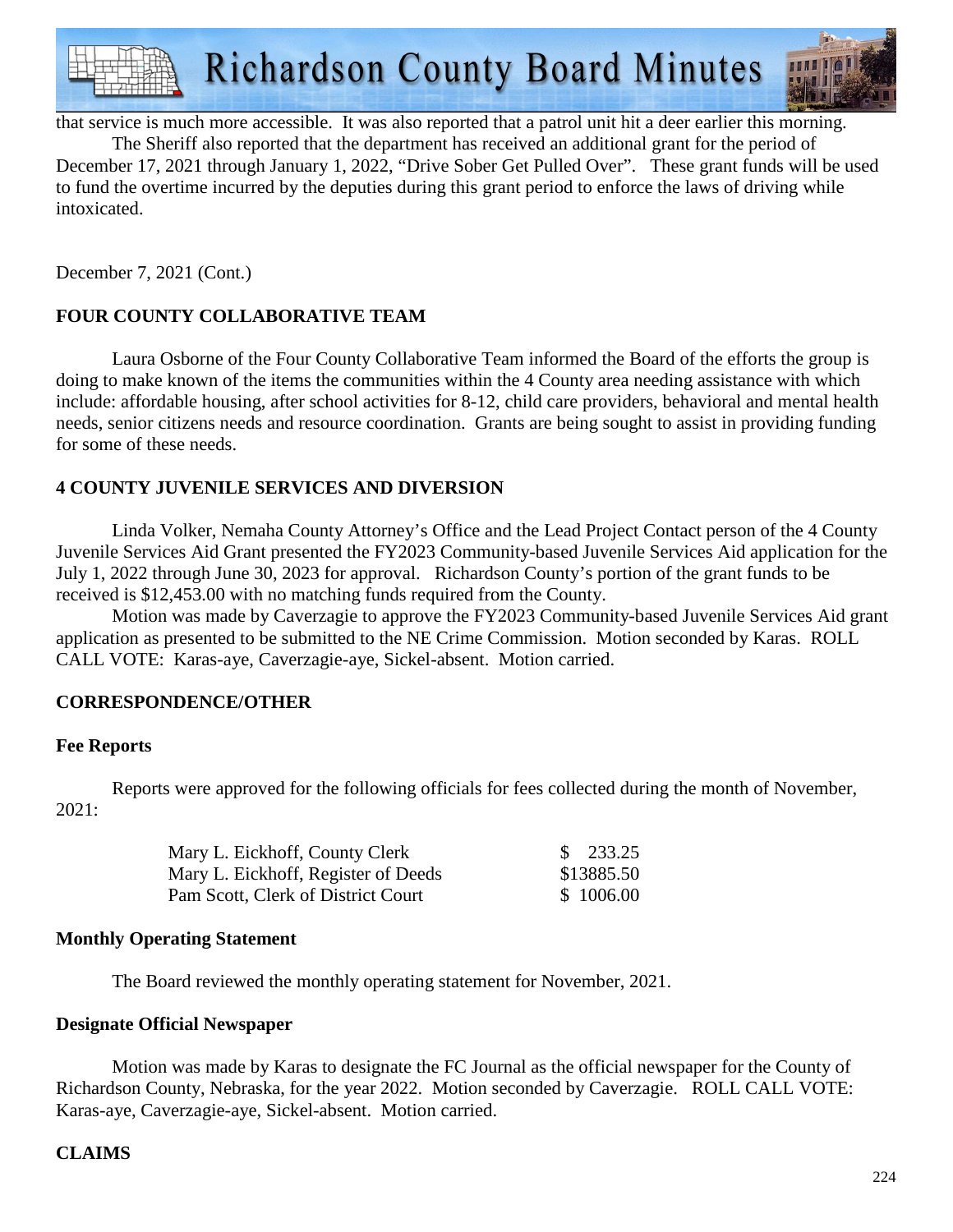that service is much more accessible. It was also reported that a patrol unit hit a deer earlier this morning.

The Sheriff also reported that the department has received an additional grant for the period of December 17, 2021 through January 1, 2022, "Drive Sober Get Pulled Over". These grant funds will be used to fund the overtime incurred by the deputies during this grant period to enforce the laws of driving while intoxicated.

December 7, 2021 (Cont.)

## FOUR COUNTY COLLABORATIVE TEAM

Laura Osborne of the Four County Collaborative Team informed the Board of the efforts the group is doing to make known of the items the communities within the 4 County area needing assistance with which include: affordable housing, after school activities for 8-12, child care providers, behavioral and mental health needs, senior citizens needs and resource coordination. Grants are being sought to assist in providing funding for some of these needs.

## 4 COUNTY JUVENILE SERVICES AND DIVERSION

Linda Volker, Nemaha County Attorney's Office and the Lead Project Contact person of the 4 County Juvenile Services Aid Grant presented the FY2023 Community-based Juvenile Services Aid application for the July 1, 2022 through June 30, 2023 for approval. Richardson County's portion of the grant funds to be received is $12,453.00 with no matching funds required from the County.

Motion was made by Caverzagie to approve the FY2023 Community-based Juvenile Services Aid grant application as presented to be submitted to the NE Crime Commission. Motion seconded by Karas. ROLL CALL VOTE: Karas-aye, Caverzagie-aye, Sickel-absent. Motion carried.

## CORRESPONDENCE/OTHER

### Fee Reports

Reports were approved for the following officials for fees collected during the month of November, 2021:

| | |
|---|---|
| Mary L. Eickhoff, County Clerk | $ 233.25 |
| Mary L. Eickhoff, Register of Deeds | $13885.50 |
| Pam Scott, Clerk of District Court | $ 1006.00 |

### Monthly Operating Statement

The Board reviewed the monthly operating statement for November, 2021.

### Designate Official Newspaper

Motion was made by Karas to designate the FC Journal as the official newspaper for the County of Richardson County, Nebraska, for the year 2022. Motion seconded by Caverzagie. ROLL CALL VOTE: Karas-aye, Caverzagie-aye, Sickel-absent. Motion carried.

## CLAIMS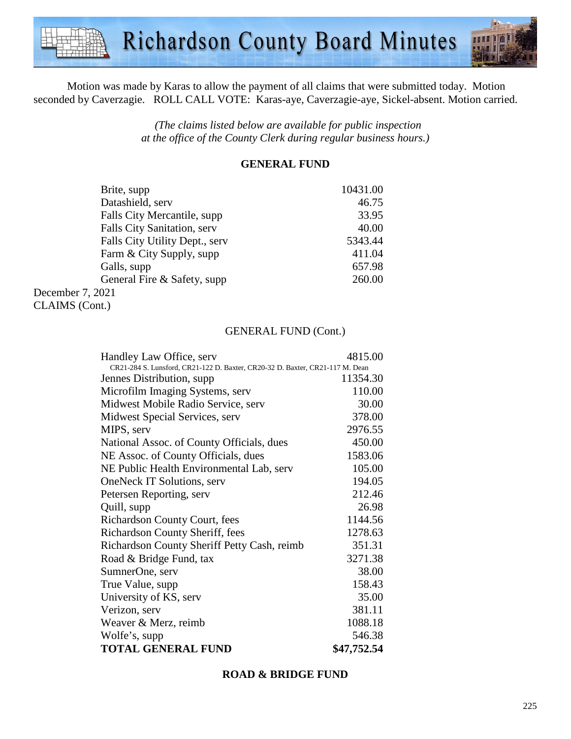Motion was made by Karas to allow the payment of all claims that were submitted today. Motion seconded by Caverzagie. ROLL CALL VOTE: Karas-aye, Caverzagie-aye, Sickel-absent. Motion carried.

*(The claims listed below are available for public inspection at the office of the County Clerk during regular business hours.)*

**GENERAL FUND**

| | |
|---|---:|
| Brite, supp | 10431.00 |
| Datashield, serv | 46.75 |
| Falls City Mercantile, supp | 33.95 |
| Falls City Sanitation, serv | 40.00 |
| Falls City Utility Dept., serv | 5343.44 |
| Farm & City Supply, supp | 411.04 |
| Galls, supp | 657.98 |
| General Fire & Safety, supp | 260.00 |

December 7, 2021
CLAIMS (Cont.)

GENERAL FUND (Cont.)

| | |
|---|---:|
| Handley Law Office, serv<br>CR21-284 S. Lunsford, CR21-122 D. Baxter, CR20-32 D. Baxter, CR21-117 M. Dean | 4815.00 |
| Jennes Distribution, supp | 11354.30 |
| Microfilm Imaging Systems, serv | 110.00 |
| Midwest Mobile Radio Service, serv | 30.00 |
| Midwest Special Services, serv | 378.00 |
| MIPS, serv | 2976.55 |
| National Assoc. of County Officials, dues | 450.00 |
| NE Assoc. of County Officials, dues | 1583.06 |
| NE Public Health Environmental Lab, serv | 105.00 |
| OneNeck IT Solutions, serv | 194.05 |
| Petersen Reporting, serv | 212.46 |
| Quill, supp | 26.98 |
| Richardson County Court, fees | 1144.56 |
| Richardson County Sheriff, fees | 1278.63 |
| Richardson County Sheriff Petty Cash, reimb | 351.31 |
| Road & Bridge Fund, tax | 3271.38 |
| SumnerOne, serv | 38.00 |
| True Value, supp | 158.43 |
| University of KS, serv | 35.00 |
| Verizon, serv | 381.11 |
| Weaver & Merz, reimb | 1088.18 |
| Wolfe's, supp | 546.38 |
| **TOTAL GENERAL FUND** | **$47,752.54** |

**ROAD & BRIDGE FUND**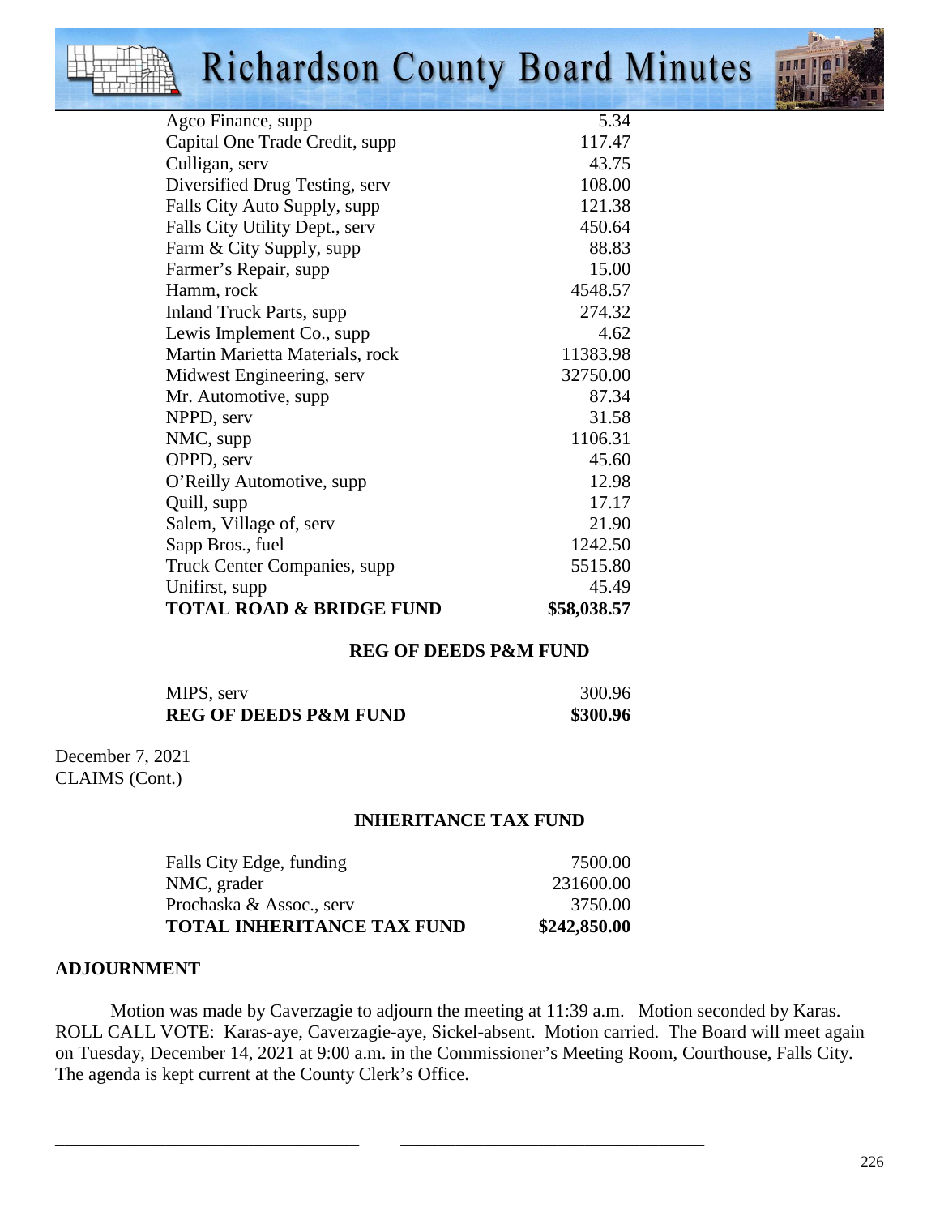| | |
|---|---|
| Agco Finance, supp | 5.34 |
| Capital One Trade Credit, supp | 117.47 |
| Culligan, serv | 43.75 |
| Diversified Drug Testing, serv | 108.00 |
| Falls City Auto Supply, supp | 121.38 |
| Falls City Utility Dept., serv | 450.64 |
| Farm & City Supply, supp | 88.83 |
| Farmer's Repair, supp | 15.00 |
| Hamm, rock | 4548.57 |
| Inland Truck Parts, supp | 274.32 |
| Lewis Implement Co., supp | 4.62 |
| Martin Marietta Materials, rock | 11383.98 |
| Midwest Engineering, serv | 32750.00 |
| Mr. Automotive, supp | 87.34 |
| NPPD, serv | 31.58 |
| NMC, supp | 1106.31 |
| OPPD, serv | 45.60 |
| O'Reilly Automotive, supp | 12.98 |
| Quill, supp | 17.17 |
| Salem, Village of, serv | 21.90 |
| Sapp Bros., fuel | 1242.50 |
| Truck Center Companies, supp | 5515.80 |
| Unifirst, supp | 45.49 |
| **TOTAL ROAD & BRIDGE FUND** | **$58,038.57** |

**REG OF DEEDS P&M FUND**

| | |
|---|---|
| MIPS, serv | 300.96 |
| **REG OF DEEDS P&M FUND** | **$300.96** |

December 7, 2021
CLAIMS (Cont.)

**INHERITANCE TAX FUND**

| | |
|---|---|
| Falls City Edge, funding | 7500.00 |
| NMC, grader | 231600.00 |
| Prochaska & Assoc., serv | 3750.00 |
| **TOTAL INHERITANCE TAX FUND** | **$242,850.00** |

**ADJOURNMENT**

Motion was made by Caverzagie to adjourn the meeting at 11:39 a.m. Motion seconded by Karas. ROLL CALL VOTE: Karas-aye, Caverzagie-aye, Sickel-absent. Motion carried. The Board will meet again on Tuesday, December 14, 2021 at 9:00 a.m. in the Commissioner's Meeting Room, Courthouse, Falls City. The agenda is kept current at the County Clerk's Office.

\_\_\_\_\_\_\_\_\_\_\_\_\_\_\_\_\_\_\_\_\_\_\_\_\_\_\_\_\_\_\_\_\_ \_\_\_\_\_\_\_\_\_\_\_\_\_\_\_\_\_\_\_\_\_\_\_\_\_\_\_\_\_\_\_\_\_